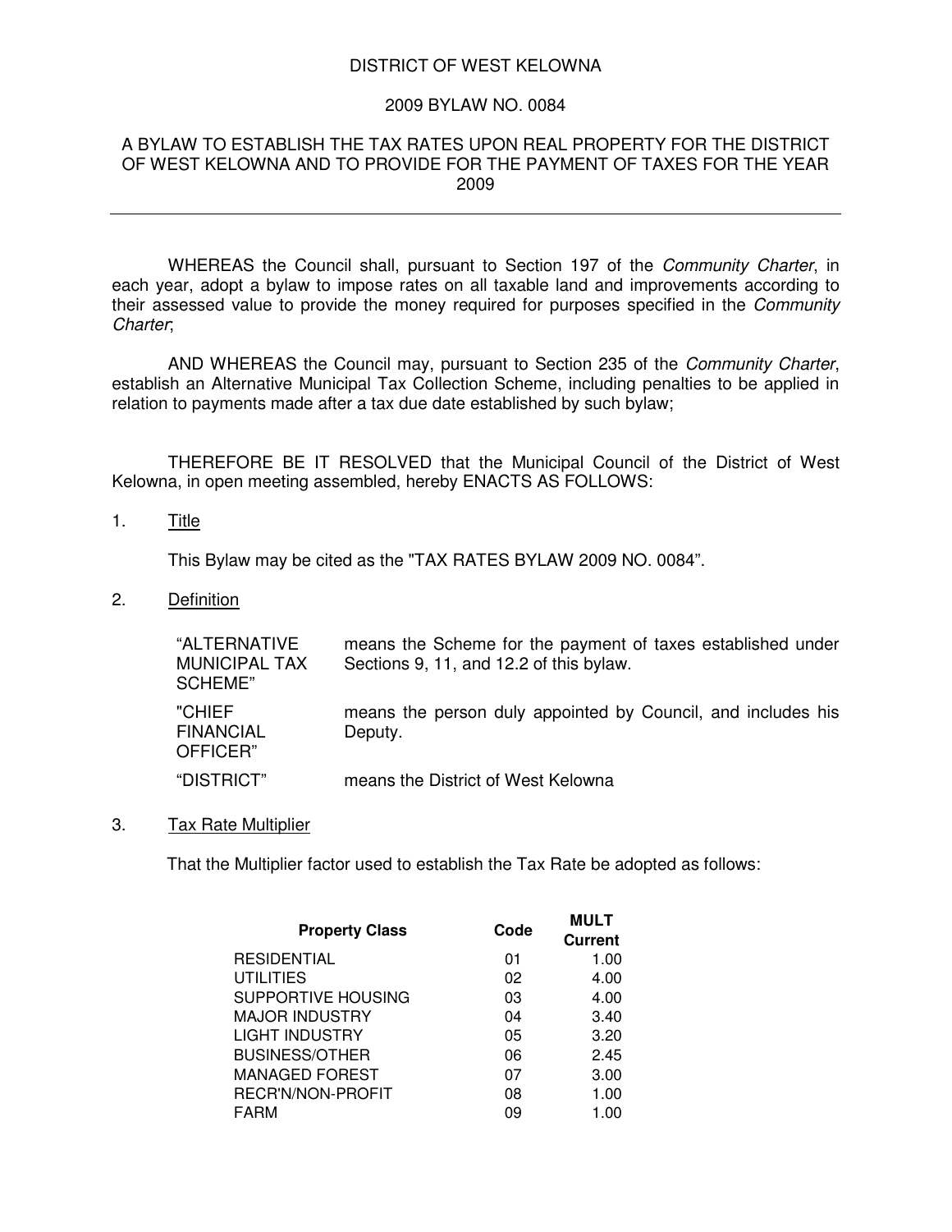# DISTRICT OF WEST KELOWNA

## 2009 BYLAW NO. 0084

## A BYLAW TO ESTABLISH THE TAX RATES UPON REAL PROPERTY FOR THE DISTRICT OF WEST KELOWNA AND TO PROVIDE FOR THE PAYMENT OF TAXES FOR THE YEAR 2009

---

WHEREAS the Council shall, pursuant to Section 197 of the *Community Charter*, in each year, adopt a bylaw to impose rates on all taxable land and improvements according to their assessed value to provide the money required for purposes specified in the *Community Charter*;

AND WHEREAS the Council may, pursuant to Section 235 of the *Community Charter*, establish an Alternative Municipal Tax Collection Scheme, including penalties to be applied in relation to payments made after a tax due date established by such bylaw;

THEREFORE BE IT RESOLVED that the Municipal Council of the District of West Kelowna, in open meeting assembled, hereby ENACTS AS FOLLOWS:

1. Title

   This Bylaw may be cited as the "TAX RATES BYLAW 2009 NO. 0084".

2. Definition

| | |
|---|---|
| "ALTERNATIVE MUNICIPAL TAX SCHEME" | means the Scheme for the payment of taxes established under Sections 9, 11, and 12.2 of this bylaw. |
| "CHIEF FINANCIAL OFFICER" | means the person duly appointed by Council, and includes his Deputy. |
| "DISTRICT" | means the District of West Kelowna |

3. Tax Rate Multiplier

   That the Multiplier factor used to establish the Tax Rate be adopted as follows:

| Property Class | Code | MULT Current |
|---|---|---|
| RESIDENTIAL | 01 | 1.00 |
| UTILITIES | 02 | 4.00 |
| SUPPORTIVE HOUSING | 03 | 4.00 |
| MAJOR INDUSTRY | 04 | 3.40 |
| LIGHT INDUSTRY | 05 | 3.20 |
| BUSINESS/OTHER | 06 | 2.45 |
| MANAGED FOREST | 07 | 3.00 |
| RECR'N/NON-PROFIT | 08 | 1.00 |
| FARM | 09 | 1.00 |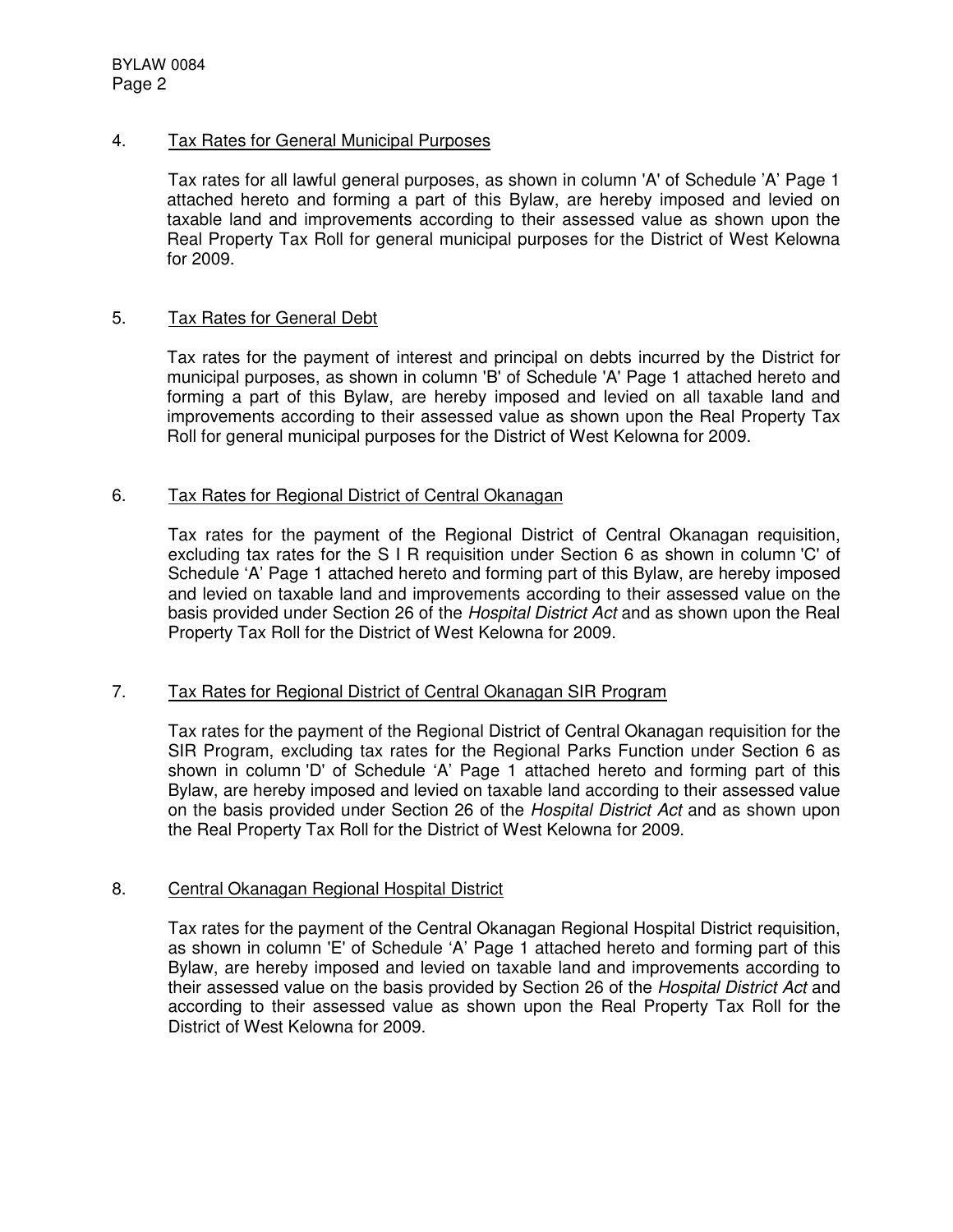4. Tax Rates for General Municipal Purposes

Tax rates for all lawful general purposes, as shown in column 'A' of Schedule 'A' Page 1 attached hereto and forming a part of this Bylaw, are hereby imposed and levied on taxable land and improvements according to their assessed value as shown upon the Real Property Tax Roll for general municipal purposes for the District of West Kelowna for 2009.

5. Tax Rates for General Debt

Tax rates for the payment of interest and principal on debts incurred by the District for municipal purposes, as shown in column 'B' of Schedule 'A' Page 1 attached hereto and forming a part of this Bylaw, are hereby imposed and levied on all taxable land and improvements according to their assessed value as shown upon the Real Property Tax Roll for general municipal purposes for the District of West Kelowna for 2009.

6. Tax Rates for Regional District of Central Okanagan

Tax rates for the payment of the Regional District of Central Okanagan requisition, excluding tax rates for the S I R requisition under Section 6 as shown in column 'C' of Schedule 'A' Page 1 attached hereto and forming part of this Bylaw, are hereby imposed and levied on taxable land and improvements according to their assessed value on the basis provided under Section 26 of the *Hospital District Act* and as shown upon the Real Property Tax Roll for the District of West Kelowna for 2009.

7. Tax Rates for Regional District of Central Okanagan SIR Program

Tax rates for the payment of the Regional District of Central Okanagan requisition for the SIR Program, excluding tax rates for the Regional Parks Function under Section 6 as shown in column 'D' of Schedule 'A' Page 1 attached hereto and forming part of this Bylaw, are hereby imposed and levied on taxable land according to their assessed value on the basis provided under Section 26 of the *Hospital District Act* and as shown upon the Real Property Tax Roll for the District of West Kelowna for 2009.

8. Central Okanagan Regional Hospital District

Tax rates for the payment of the Central Okanagan Regional Hospital District requisition, as shown in column 'E' of Schedule 'A' Page 1 attached hereto and forming part of this Bylaw, are hereby imposed and levied on taxable land and improvements according to their assessed value on the basis provided by Section 26 of the *Hospital District Act* and according to their assessed value as shown upon the Real Property Tax Roll for the District of West Kelowna for 2009.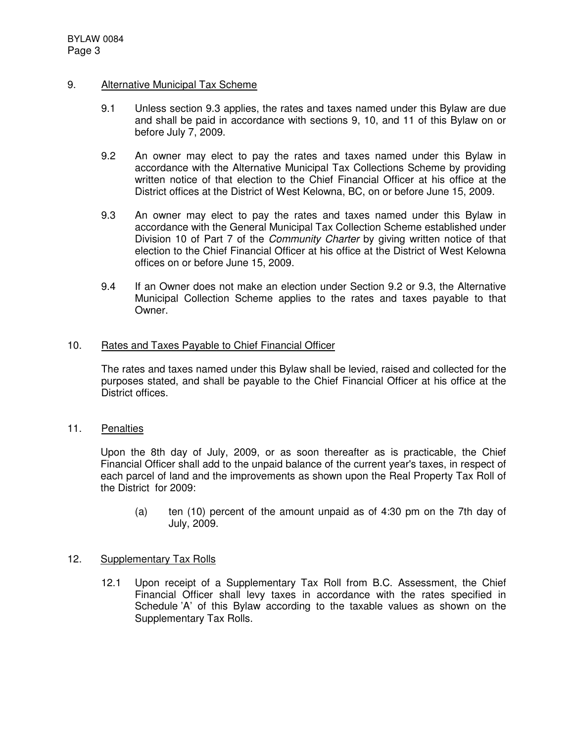## 9. Alternative Municipal Tax Scheme

9.1 Unless section 9.3 applies, the rates and taxes named under this Bylaw are due and shall be paid in accordance with sections 9, 10, and 11 of this Bylaw on or before July 7, 2009.

9.2 An owner may elect to pay the rates and taxes named under this Bylaw in accordance with the Alternative Municipal Tax Collections Scheme by providing written notice of that election to the Chief Financial Officer at his office at the District offices at the District of West Kelowna, BC, on or before June 15, 2009.

9.3 An owner may elect to pay the rates and taxes named under this Bylaw in accordance with the General Municipal Tax Collection Scheme established under Division 10 of Part 7 of the *Community Charter* by giving written notice of that election to the Chief Financial Officer at his office at the District of West Kelowna offices on or before June 15, 2009.

9.4 If an Owner does not make an election under Section 9.2 or 9.3, the Alternative Municipal Collection Scheme applies to the rates and taxes payable to that Owner.

## 10. Rates and Taxes Payable to Chief Financial Officer

The rates and taxes named under this Bylaw shall be levied, raised and collected for the purposes stated, and shall be payable to the Chief Financial Officer at his office at the District offices.

## 11. Penalties

Upon the 8th day of July, 2009, or as soon thereafter as is practicable, the Chief Financial Officer shall add to the unpaid balance of the current year's taxes, in respect of each parcel of land and the improvements as shown upon the Real Property Tax Roll of the District for 2009:

(a) ten (10) percent of the amount unpaid as of 4:30 pm on the 7th day of July, 2009.

## 12. Supplementary Tax Rolls

12.1 Upon receipt of a Supplementary Tax Roll from B.C. Assessment, the Chief Financial Officer shall levy taxes in accordance with the rates specified in Schedule 'A' of this Bylaw according to the taxable values as shown on the Supplementary Tax Rolls.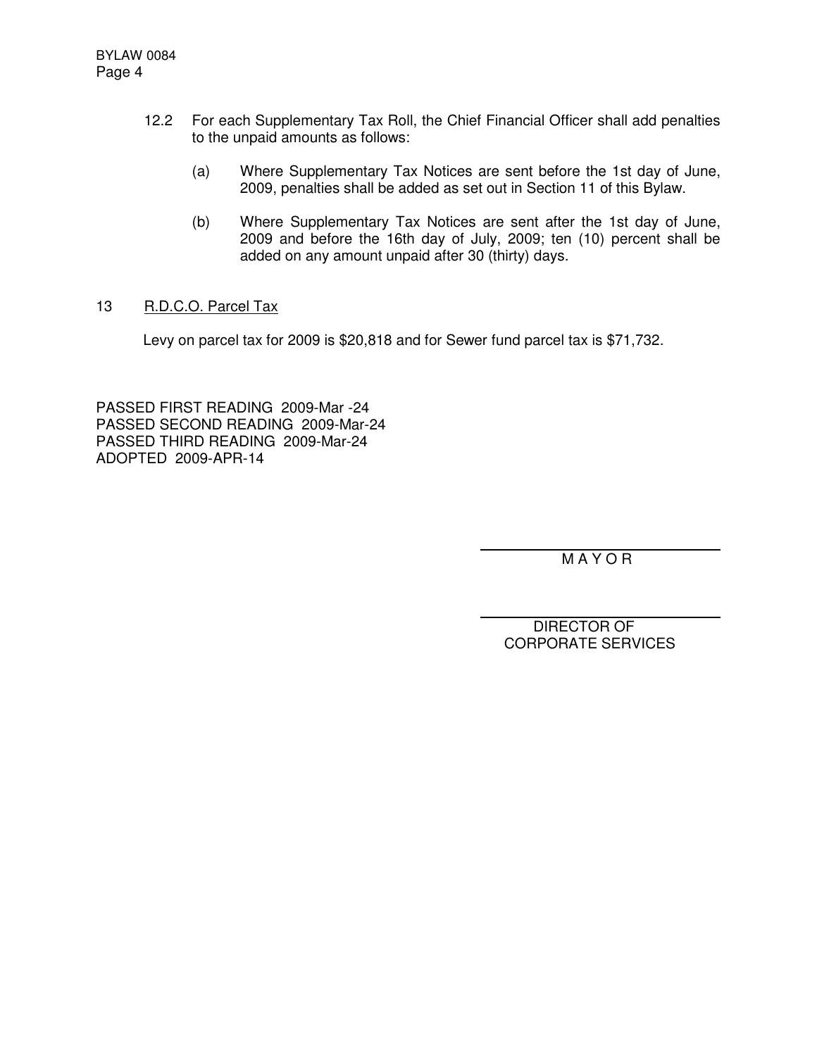12.2 For each Supplementary Tax Roll, the Chief Financial Officer shall add penalties to the unpaid amounts as follows:

(a) Where Supplementary Tax Notices are sent before the 1st day of June, 2009, penalties shall be added as set out in Section 11 of this Bylaw.

(b) Where Supplementary Tax Notices are sent after the 1st day of June, 2009 and before the 16th day of July, 2009; ten (10) percent shall be added on any amount unpaid after 30 (thirty) days.

13 <u>R.D.C.O. Parcel Tax</u>

Levy on parcel tax for 2009 is $20,818 and for Sewer fund parcel tax is $71,732.

PASSED FIRST READING 2009-Mar -24
PASSED SECOND READING 2009-Mar-24
PASSED THIRD READING 2009-Mar-24
ADOPTED 2009-APR-14

M A Y O R

DIRECTOR OF
CORPORATE SERVICES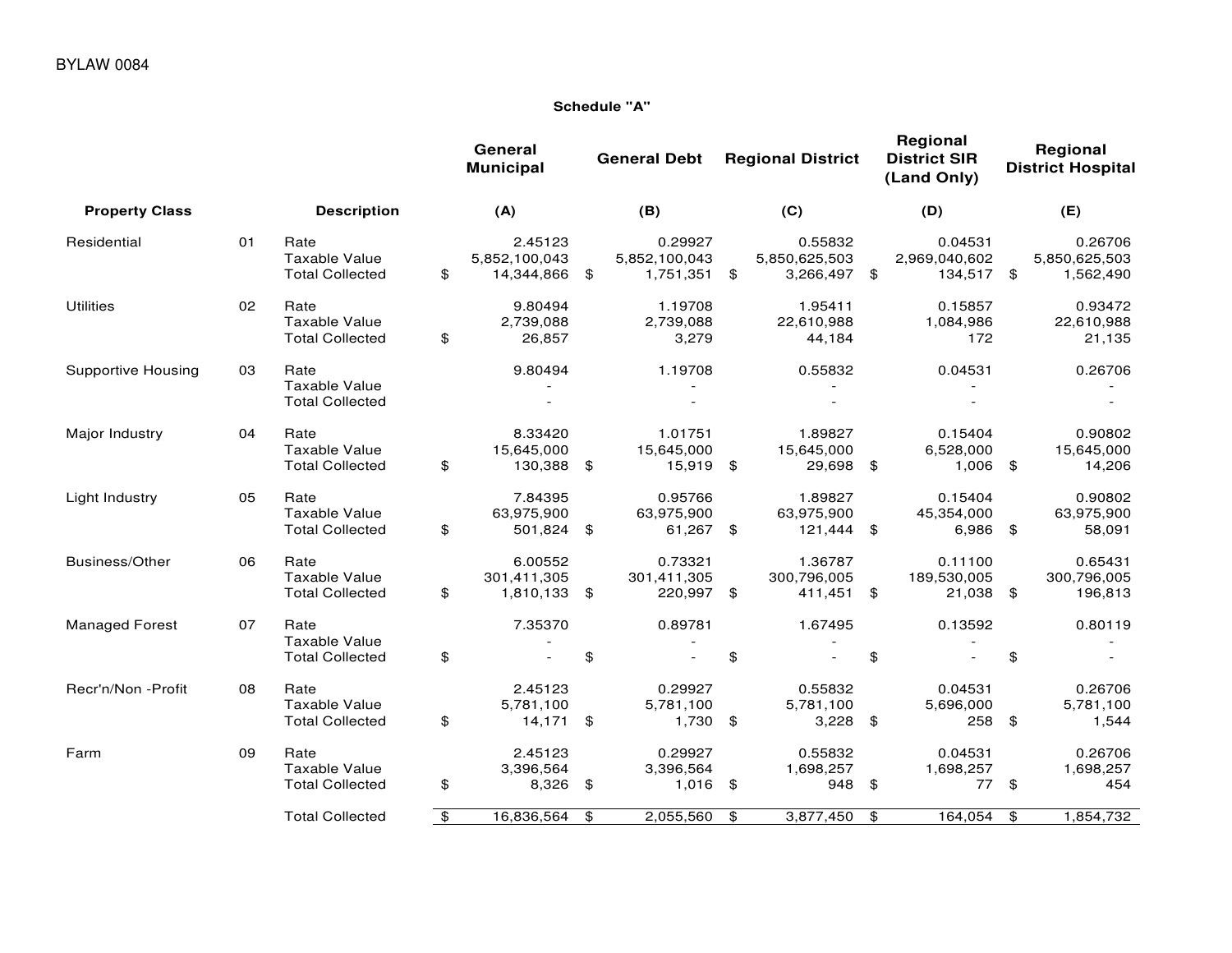BYLAW 0084

**Schedule "A"**

| Property Class | | Description | General Municipal (A) | General Debt (B) | Regional District (C) | Regional District SIR (Land Only) (D) | Regional District Hospital (E) |
|---|---|---|---|---|---|---|---|
| Residential | 01 | Rate | 2.45123 | 0.29927 | 0.55832 | 0.04531 | 0.26706 |
| | | Taxable Value | 5,852,100,043 | 5,852,100,043 | 5,850,625,503 | 2,969,040,602 | 5,850,625,503 |
| | | Total Collected | $ 14,344,866 | $ 1,751,351 | $ 3,266,497 | $ 134,517 | $ 1,562,490 |
| Utilities | 02 | Rate | 9.80494 | 1.19708 | 1.95411 | 0.15857 | 0.93472 |
| | | Taxable Value | 2,739,088 | 2,739,088 | 22,610,988 | 1,084,986 | 22,610,988 |
| | | Total Collected | $ 26,857 | 3,279 | 44,184 | 172 | 21,135 |
| Supportive Housing | 03 | Rate | 9.80494 | 1.19708 | 0.55832 | 0.04531 | 0.26706 |
| | | Taxable Value | - | - | - | - | - |
| | | Total Collected | - | - | - | - | - |
| Major Industry | 04 | Rate | 8.33420 | 1.01751 | 1.89827 | 0.15404 | 0.90802 |
| | | Taxable Value | 15,645,000 | 15,645,000 | 15,645,000 | 6,528,000 | 15,645,000 |
| | | Total Collected | $ 130,388 | $ 15,919 | $ 29,698 | $ 1,006 | $ 14,206 |
| Light Industry | 05 | Rate | 7.84395 | 0.95766 | 1.89827 | 0.15404 | 0.90802 |
| | | Taxable Value | 63,975,900 | 63,975,900 | 63,975,900 | 45,354,000 | 63,975,900 |
| | | Total Collected | $ 501,824 | $ 61,267 | $ 121,444 | $ 6,986 | $ 58,091 |
| Business/Other | 06 | Rate | 6.00552 | 0.73321 | 1.36787 | 0.11100 | 0.65431 |
| | | Taxable Value | 301,411,305 | 301,411,305 | 300,796,005 | 189,530,005 | 300,796,005 |
| | | Total Collected | $ 1,810,133 | $ 220,997 | $ 411,451 | $ 21,038 | $ 196,813 |
| Managed Forest | 07 | Rate | 7.35370 | 0.89781 | 1.67495 | 0.13592 | 0.80119 |
| | | Taxable Value | - | - | - | - | - |
| | | Total Collected | $ - | $ - | $ - | $ - | $ - |
| Recr'n/Non -Profit | 08 | Rate | 2.45123 | 0.29927 | 0.55832 | 0.04531 | 0.26706 |
| | | Taxable Value | 5,781,100 | 5,781,100 | 5,781,100 | 5,696,000 | 5,781,100 |
| | | Total Collected | $ 14,171 | $ 1,730 | $ 3,228 | $ 258 | $ 1,544 |
| Farm | 09 | Rate | 2.45123 | 0.29927 | 0.55832 | 0.04531 | 0.26706 |
| | | Taxable Value | 3,396,564 | 3,396,564 | 1,698,257 | 1,698,257 | 1,698,257 |
| | | Total Collected | $ 8,326 | $ 1,016 | $ 948 | $ 77 | $ 454 |
| | | Total Collected | $ 16,836,564 | $ 2,055,560 | $ 3,877,450 | $ 164,054 | $ 1,854,732 |